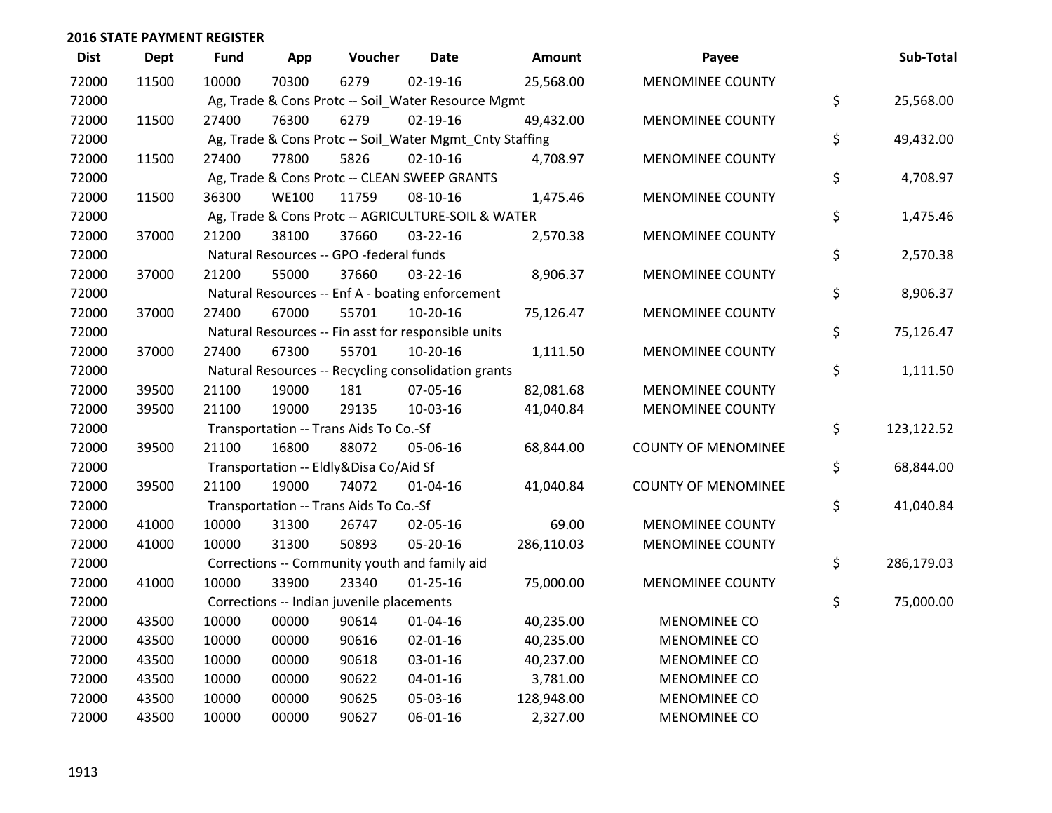## 2016 STATE PAYMENT REGISTER

| Dist | Dept | Fund | App | Voucher | Date | Amount | Payee | Sub-Total |
|---|---|---|---|---|---|---|---|---|
| 72000 | 11500 | 10000 | 70300 | 6279 | 02-19-16 | 25,568.00 | MENOMINEE COUNTY | |
| 72000 | | Ag, Trade & Cons Protc -- Soil_Water Resource Mgmt | | | | | | $ 25,568.00 |
| 72000 | 11500 | 27400 | 76300 | 6279 | 02-19-16 | 49,432.00 | MENOMINEE COUNTY | |
| 72000 | | Ag, Trade & Cons Protc -- Soil_Water Mgmt_Cnty Staffing | | | | | | $ 49,432.00 |
| 72000 | 11500 | 27400 | 77800 | 5826 | 02-10-16 | 4,708.97 | MENOMINEE COUNTY | |
| 72000 | | Ag, Trade & Cons Protc -- CLEAN SWEEP GRANTS | | | | | | $ 4,708.97 |
| 72000 | 11500 | 36300 | WE100 | 11759 | 08-10-16 | 1,475.46 | MENOMINEE COUNTY | |
| 72000 | | Ag, Trade & Cons Protc -- AGRICULTURE-SOIL & WATER | | | | | | $ 1,475.46 |
| 72000 | 37000 | 21200 | 38100 | 37660 | 03-22-16 | 2,570.38 | MENOMINEE COUNTY | |
| 72000 | | Natural Resources -- GPO -federal funds | | | | | | $ 2,570.38 |
| 72000 | 37000 | 21200 | 55000 | 37660 | 03-22-16 | 8,906.37 | MENOMINEE COUNTY | |
| 72000 | | Natural Resources -- Enf A - boating enforcement | | | | | | $ 8,906.37 |
| 72000 | 37000 | 27400 | 67000 | 55701 | 10-20-16 | 75,126.47 | MENOMINEE COUNTY | |
| 72000 | | Natural Resources -- Fin asst for responsible units | | | | | | $ 75,126.47 |
| 72000 | 37000 | 27400 | 67300 | 55701 | 10-20-16 | 1,111.50 | MENOMINEE COUNTY | |
| 72000 | | Natural Resources -- Recycling consolidation grants | | | | | | $ 1,111.50 |
| 72000 | 39500 | 21100 | 19000 | 181 | 07-05-16 | 82,081.68 | MENOMINEE COUNTY | |
| 72000 | 39500 | 21100 | 19000 | 29135 | 10-03-16 | 41,040.84 | MENOMINEE COUNTY | |
| 72000 | | Transportation -- Trans Aids To Co.-Sf | | | | | | $ 123,122.52 |
| 72000 | 39500 | 21100 | 16800 | 88072 | 05-06-16 | 68,844.00 | COUNTY OF MENOMINEE | |
| 72000 | | Transportation -- Eldly&Disa Co/Aid Sf | | | | | | $ 68,844.00 |
| 72000 | 39500 | 21100 | 19000 | 74072 | 01-04-16 | 41,040.84 | COUNTY OF MENOMINEE | |
| 72000 | | Transportation -- Trans Aids To Co.-Sf | | | | | | $ 41,040.84 |
| 72000 | 41000 | 10000 | 31300 | 26747 | 02-05-16 | 69.00 | MENOMINEE COUNTY | |
| 72000 | 41000 | 10000 | 31300 | 50893 | 05-20-16 | 286,110.03 | MENOMINEE COUNTY | |
| 72000 | | Corrections -- Community youth and family aid | | | | | | $ 286,179.03 |
| 72000 | 41000 | 10000 | 33900 | 23340 | 01-25-16 | 75,000.00 | MENOMINEE COUNTY | |
| 72000 | | Corrections -- Indian juvenile placements | | | | | | $ 75,000.00 |
| 72000 | 43500 | 10000 | 00000 | 90614 | 01-04-16 | 40,235.00 | MENOMINEE CO | |
| 72000 | 43500 | 10000 | 00000 | 90616 | 02-01-16 | 40,235.00 | MENOMINEE CO | |
| 72000 | 43500 | 10000 | 00000 | 90618 | 03-01-16 | 40,237.00 | MENOMINEE CO | |
| 72000 | 43500 | 10000 | 00000 | 90622 | 04-01-16 | 3,781.00 | MENOMINEE CO | |
| 72000 | 43500 | 10000 | 00000 | 90625 | 05-03-16 | 128,948.00 | MENOMINEE CO | |
| 72000 | 43500 | 10000 | 00000 | 90627 | 06-01-16 | 2,327.00 | MENOMINEE CO | |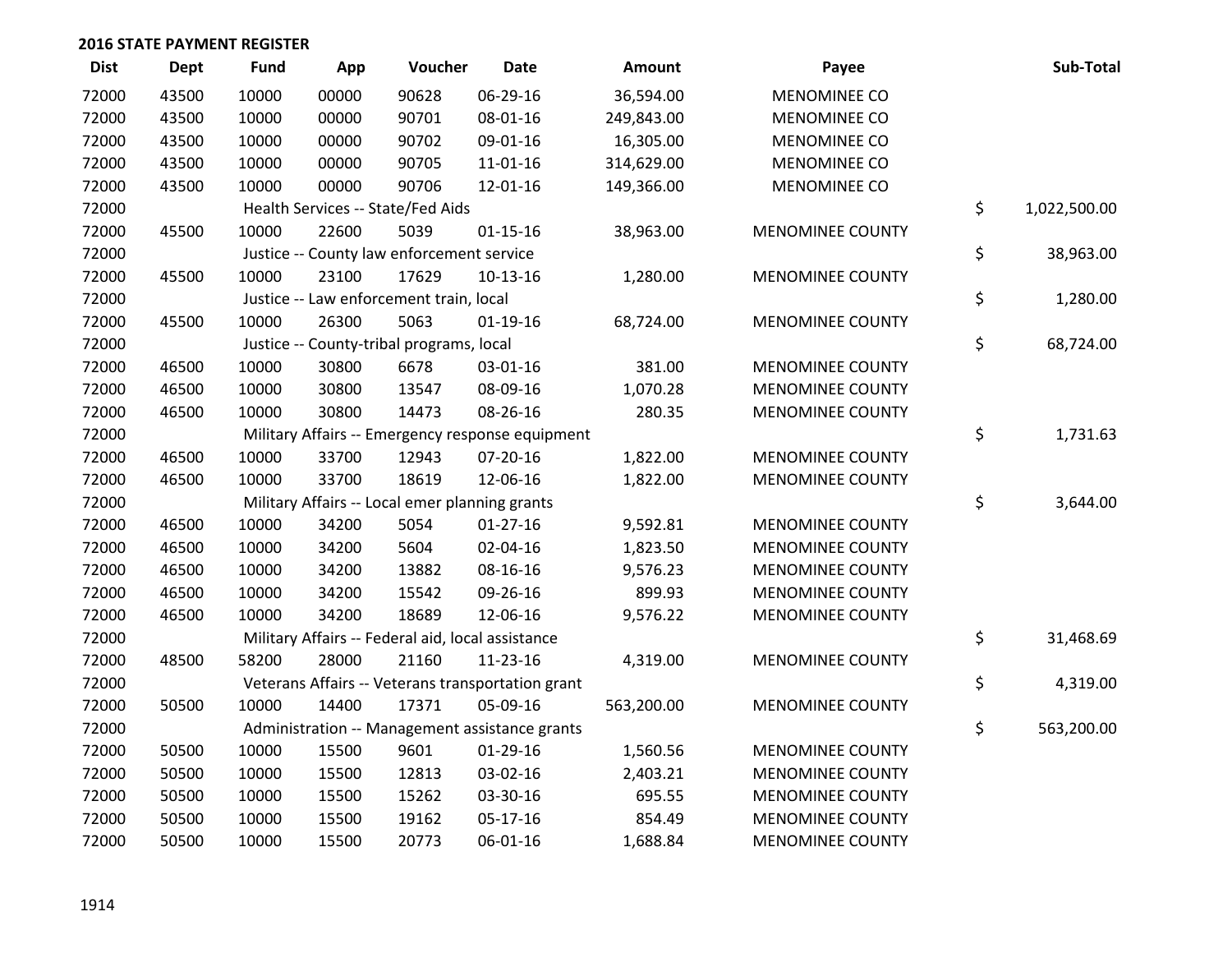**2016 STATE PAYMENT REGISTER**

| Dist | Dept | Fund | App | Voucher | Date | Amount | Payee | Sub-Total |
|---|---|---|---|---|---|---|---|---|
| 72000 | 43500 | 10000 | 00000 | 90628 | 06-29-16 | 36,594.00 | MENOMINEE CO | |
| 72000 | 43500 | 10000 | 00000 | 90701 | 08-01-16 | 249,843.00 | MENOMINEE CO | |
| 72000 | 43500 | 10000 | 00000 | 90702 | 09-01-16 | 16,305.00 | MENOMINEE CO | |
| 72000 | 43500 | 10000 | 00000 | 90705 | 11-01-16 | 314,629.00 | MENOMINEE CO | |
| 72000 | 43500 | 10000 | 00000 | 90706 | 12-01-16 | 149,366.00 | MENOMINEE CO | |
| 72000 | | Health Services -- State/Fed Aids | | | | | | $ 1,022,500.00 |
| 72000 | 45500 | 10000 | 22600 | 5039 | 01-15-16 | 38,963.00 | MENOMINEE COUNTY | |
| 72000 | | Justice -- County law enforcement service | | | | | | $ 38,963.00 |
| 72000 | 45500 | 10000 | 23100 | 17629 | 10-13-16 | 1,280.00 | MENOMINEE COUNTY | |
| 72000 | | Justice -- Law enforcement train, local | | | | | | $ 1,280.00 |
| 72000 | 45500 | 10000 | 26300 | 5063 | 01-19-16 | 68,724.00 | MENOMINEE COUNTY | |
| 72000 | | Justice -- County-tribal programs, local | | | | | | $ 68,724.00 |
| 72000 | 46500 | 10000 | 30800 | 6678 | 03-01-16 | 381.00 | MENOMINEE COUNTY | |
| 72000 | 46500 | 10000 | 30800 | 13547 | 08-09-16 | 1,070.28 | MENOMINEE COUNTY | |
| 72000 | 46500 | 10000 | 30800 | 14473 | 08-26-16 | 280.35 | MENOMINEE COUNTY | |
| 72000 | | Military Affairs -- Emergency response equipment | | | | | | $ 1,731.63 |
| 72000 | 46500 | 10000 | 33700 | 12943 | 07-20-16 | 1,822.00 | MENOMINEE COUNTY | |
| 72000 | 46500 | 10000 | 33700 | 18619 | 12-06-16 | 1,822.00 | MENOMINEE COUNTY | |
| 72000 | | Military Affairs -- Local emer planning grants | | | | | | $ 3,644.00 |
| 72000 | 46500 | 10000 | 34200 | 5054 | 01-27-16 | 9,592.81 | MENOMINEE COUNTY | |
| 72000 | 46500 | 10000 | 34200 | 5604 | 02-04-16 | 1,823.50 | MENOMINEE COUNTY | |
| 72000 | 46500 | 10000 | 34200 | 13882 | 08-16-16 | 9,576.23 | MENOMINEE COUNTY | |
| 72000 | 46500 | 10000 | 34200 | 15542 | 09-26-16 | 899.93 | MENOMINEE COUNTY | |
| 72000 | 46500 | 10000 | 34200 | 18689 | 12-06-16 | 9,576.22 | MENOMINEE COUNTY | |
| 72000 | | Military Affairs -- Federal aid, local assistance | | | | | | $ 31,468.69 |
| 72000 | 48500 | 58200 | 28000 | 21160 | 11-23-16 | 4,319.00 | MENOMINEE COUNTY | |
| 72000 | | Veterans Affairs -- Veterans transportation grant | | | | | | $ 4,319.00 |
| 72000 | 50500 | 10000 | 14400 | 17371 | 05-09-16 | 563,200.00 | MENOMINEE COUNTY | |
| 72000 | | Administration -- Management assistance grants | | | | | | $ 563,200.00 |
| 72000 | 50500 | 10000 | 15500 | 9601 | 01-29-16 | 1,560.56 | MENOMINEE COUNTY | |
| 72000 | 50500 | 10000 | 15500 | 12813 | 03-02-16 | 2,403.21 | MENOMINEE COUNTY | |
| 72000 | 50500 | 10000 | 15500 | 15262 | 03-30-16 | 695.55 | MENOMINEE COUNTY | |
| 72000 | 50500 | 10000 | 15500 | 19162 | 05-17-16 | 854.49 | MENOMINEE COUNTY | |
| 72000 | 50500 | 10000 | 15500 | 20773 | 06-01-16 | 1,688.84 | MENOMINEE COUNTY | |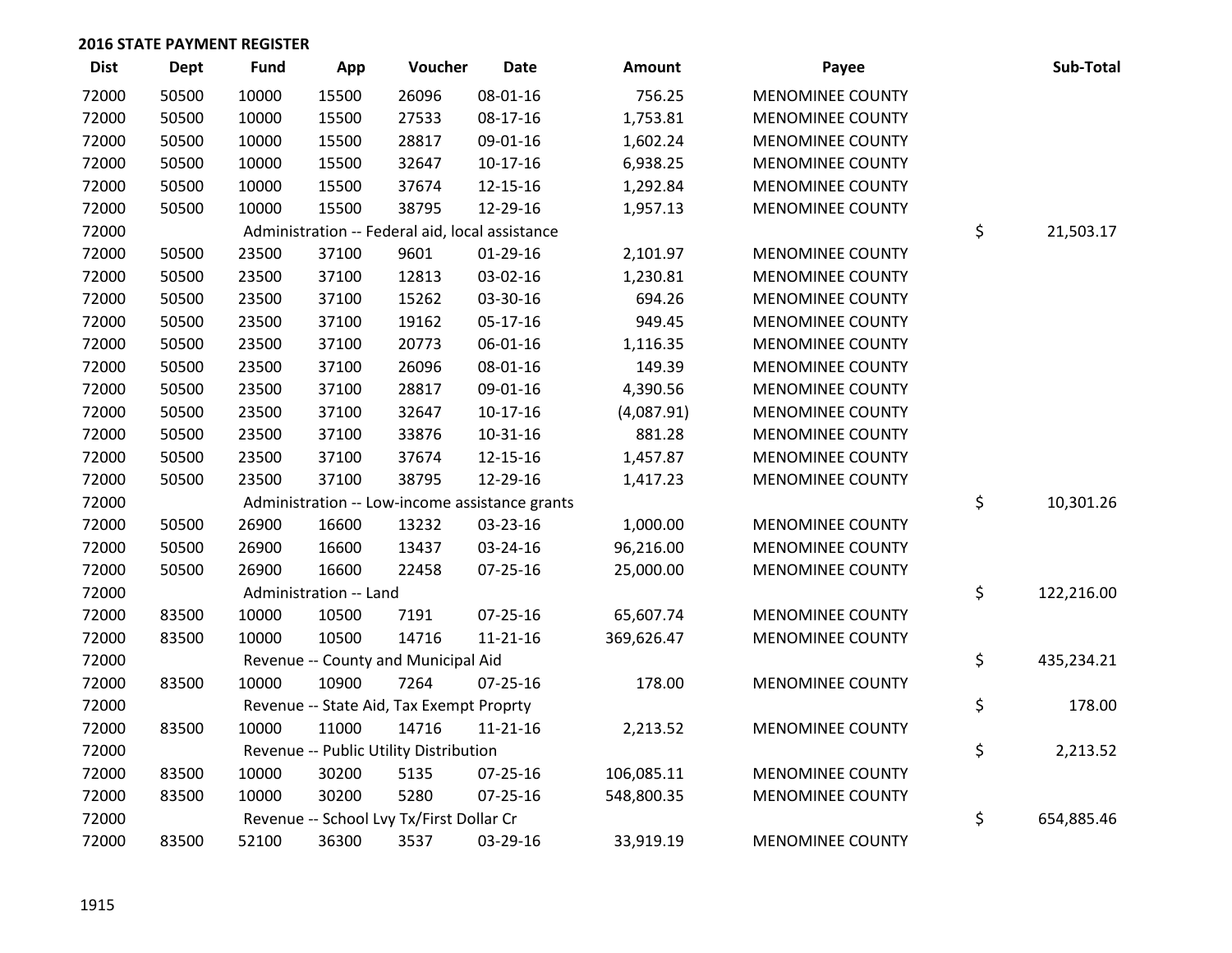**2016 STATE PAYMENT REGISTER**

| Dist | Dept | Fund | App | Voucher | Date | Amount | Payee | Sub-Total |
|---|---|---|---|---|---|---|---|---|
| 72000 | 50500 | 10000 | 15500 | 26096 | 08-01-16 | 756.25 | MENOMINEE COUNTY | |
| 72000 | 50500 | 10000 | 15500 | 27533 | 08-17-16 | 1,753.81 | MENOMINEE COUNTY | |
| 72000 | 50500 | 10000 | 15500 | 28817 | 09-01-16 | 1,602.24 | MENOMINEE COUNTY | |
| 72000 | 50500 | 10000 | 15500 | 32647 | 10-17-16 | 6,938.25 | MENOMINEE COUNTY | |
| 72000 | 50500 | 10000 | 15500 | 37674 | 12-15-16 | 1,292.84 | MENOMINEE COUNTY | |
| 72000 | 50500 | 10000 | 15500 | 38795 | 12-29-16 | 1,957.13 | MENOMINEE COUNTY | |
| 72000 | | Administration -- Federal aid, local assistance | | | | | | $ 21,503.17 |
| 72000 | 50500 | 23500 | 37100 | 9601 | 01-29-16 | 2,101.97 | MENOMINEE COUNTY | |
| 72000 | 50500 | 23500 | 37100 | 12813 | 03-02-16 | 1,230.81 | MENOMINEE COUNTY | |
| 72000 | 50500 | 23500 | 37100 | 15262 | 03-30-16 | 694.26 | MENOMINEE COUNTY | |
| 72000 | 50500 | 23500 | 37100 | 19162 | 05-17-16 | 949.45 | MENOMINEE COUNTY | |
| 72000 | 50500 | 23500 | 37100 | 20773 | 06-01-16 | 1,116.35 | MENOMINEE COUNTY | |
| 72000 | 50500 | 23500 | 37100 | 26096 | 08-01-16 | 149.39 | MENOMINEE COUNTY | |
| 72000 | 50500 | 23500 | 37100 | 28817 | 09-01-16 | 4,390.56 | MENOMINEE COUNTY | |
| 72000 | 50500 | 23500 | 37100 | 32647 | 10-17-16 | (4,087.91) | MENOMINEE COUNTY | |
| 72000 | 50500 | 23500 | 37100 | 33876 | 10-31-16 | 881.28 | MENOMINEE COUNTY | |
| 72000 | 50500 | 23500 | 37100 | 37674 | 12-15-16 | 1,457.87 | MENOMINEE COUNTY | |
| 72000 | 50500 | 23500 | 37100 | 38795 | 12-29-16 | 1,417.23 | MENOMINEE COUNTY | |
| 72000 | | Administration -- Low-income assistance grants | | | | | | $ 10,301.26 |
| 72000 | 50500 | 26900 | 16600 | 13232 | 03-23-16 | 1,000.00 | MENOMINEE COUNTY | |
| 72000 | 50500 | 26900 | 16600 | 13437 | 03-24-16 | 96,216.00 | MENOMINEE COUNTY | |
| 72000 | 50500 | 26900 | 16600 | 22458 | 07-25-16 | 25,000.00 | MENOMINEE COUNTY | |
| 72000 | | Administration -- Land | | | | | | $ 122,216.00 |
| 72000 | 83500 | 10000 | 10500 | 7191 | 07-25-16 | 65,607.74 | MENOMINEE COUNTY | |
| 72000 | 83500 | 10000 | 10500 | 14716 | 11-21-16 | 369,626.47 | MENOMINEE COUNTY | |
| 72000 | | Revenue -- County and Municipal Aid | | | | | | $ 435,234.21 |
| 72000 | 83500 | 10000 | 10900 | 7264 | 07-25-16 | 178.00 | MENOMINEE COUNTY | |
| 72000 | | Revenue -- State Aid, Tax Exempt Proprty | | | | | | $ 178.00 |
| 72000 | 83500 | 10000 | 11000 | 14716 | 11-21-16 | 2,213.52 | MENOMINEE COUNTY | |
| 72000 | | Revenue -- Public Utility Distribution | | | | | | $ 2,213.52 |
| 72000 | 83500 | 10000 | 30200 | 5135 | 07-25-16 | 106,085.11 | MENOMINEE COUNTY | |
| 72000 | 83500 | 10000 | 30200 | 5280 | 07-25-16 | 548,800.35 | MENOMINEE COUNTY | |
| 72000 | | Revenue -- School Lvy Tx/First Dollar Cr | | | | | | $ 654,885.46 |
| 72000 | 83500 | 52100 | 36300 | 3537 | 03-29-16 | 33,919.19 | MENOMINEE COUNTY | |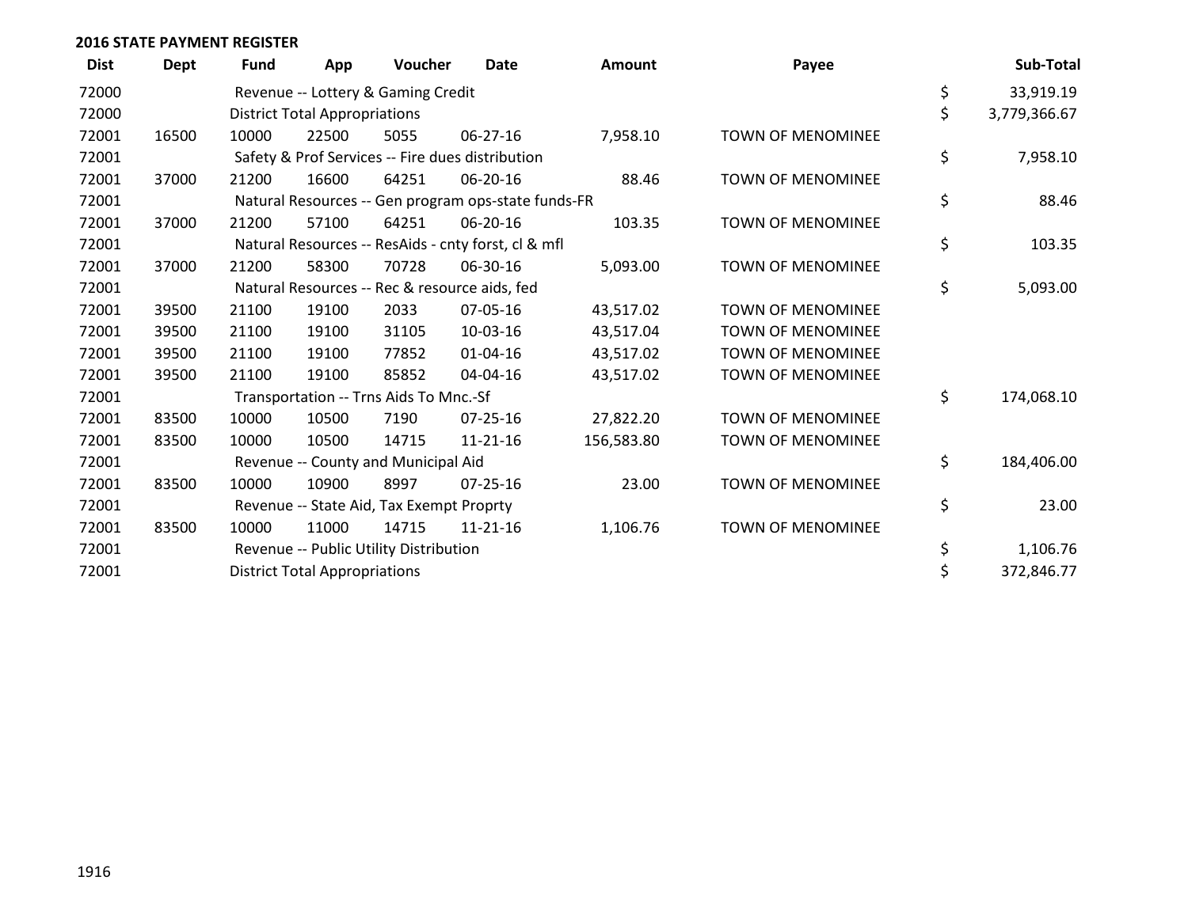**2016 STATE PAYMENT REGISTER**

| Dist | Dept | Fund | App | Voucher | Date | Amount | Payee | | Sub-Total |
|---|---|---|---|---|---|---|---|---|---|
| 72000 | | Revenue -- Lottery & Gaming Credit | | | | | | $ | 33,919.19 |
| 72000 | | District Total Appropriations | | | | | | $ | 3,779,366.67 |
| 72001 | 16500 | 10000 | 22500 | 5055 | 06-27-16 | 7,958.10 | TOWN OF MENOMINEE | | |
| 72001 | | Safety & Prof Services -- Fire dues distribution | | | | | | $ | 7,958.10 |
| 72001 | 37000 | 21200 | 16600 | 64251 | 06-20-16 | 88.46 | TOWN OF MENOMINEE | | |
| 72001 | | Natural Resources -- Gen program ops-state funds-FR | | | | | | $ | 88.46 |
| 72001 | 37000 | 21200 | 57100 | 64251 | 06-20-16 | 103.35 | TOWN OF MENOMINEE | | |
| 72001 | | Natural Resources -- ResAids - cnty forst, cl & mfl | | | | | | $ | 103.35 |
| 72001 | 37000 | 21200 | 58300 | 70728 | 06-30-16 | 5,093.00 | TOWN OF MENOMINEE | | |
| 72001 | | Natural Resources -- Rec & resource aids, fed | | | | | | $ | 5,093.00 |
| 72001 | 39500 | 21100 | 19100 | 2033 | 07-05-16 | 43,517.02 | TOWN OF MENOMINEE | | |
| 72001 | 39500 | 21100 | 19100 | 31105 | 10-03-16 | 43,517.04 | TOWN OF MENOMINEE | | |
| 72001 | 39500 | 21100 | 19100 | 77852 | 01-04-16 | 43,517.02 | TOWN OF MENOMINEE | | |
| 72001 | 39500 | 21100 | 19100 | 85852 | 04-04-16 | 43,517.02 | TOWN OF MENOMINEE | | |
| 72001 | | Transportation -- Trns Aids To Mnc.-Sf | | | | | | $ | 174,068.10 |
| 72001 | 83500 | 10000 | 10500 | 7190 | 07-25-16 | 27,822.20 | TOWN OF MENOMINEE | | |
| 72001 | 83500 | 10000 | 10500 | 14715 | 11-21-16 | 156,583.80 | TOWN OF MENOMINEE | | |
| 72001 | | Revenue -- County and Municipal Aid | | | | | | $ | 184,406.00 |
| 72001 | 83500 | 10000 | 10900 | 8997 | 07-25-16 | 23.00 | TOWN OF MENOMINEE | | |
| 72001 | | Revenue -- State Aid, Tax Exempt Proprty | | | | | | $ | 23.00 |
| 72001 | 83500 | 10000 | 11000 | 14715 | 11-21-16 | 1,106.76 | TOWN OF MENOMINEE | | |
| 72001 | | Revenue -- Public Utility Distribution | | | | | | $ | 1,106.76 |
| 72001 | | District Total Appropriations | | | | | | $ | 372,846.77 |